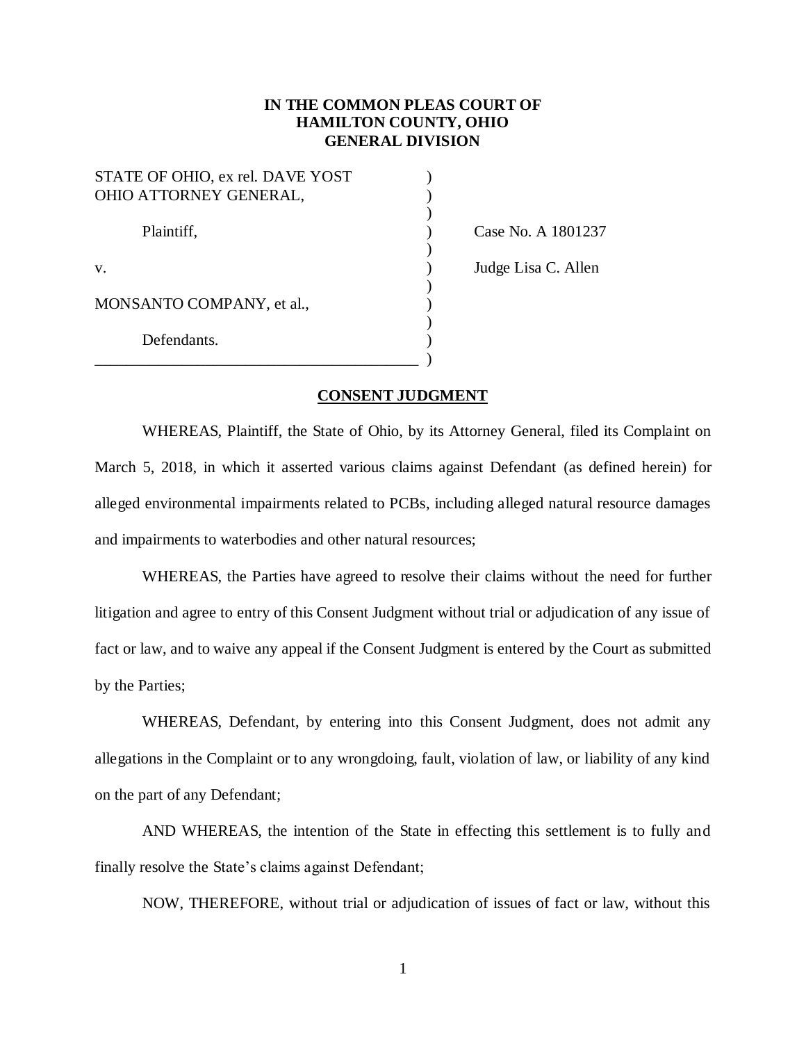**IN THE COMMON PLEAS COURT OF**
**HAMILTON COUNTY, OHIO**
**GENERAL DIVISION**

| | | |
|---|---|---|
| STATE OF OHIO, ex rel. DAVE YOST OHIO ATTORNEY GENERAL, | ) | |
| Plaintiff, | ) | Case No. A 1801237 |
| v. | ) | Judge Lisa C. Allen |
| MONSANTO COMPANY, et al., | ) | |
| Defendants. | ) | |

**CONSENT JUDGMENT**

WHEREAS, Plaintiff, the State of Ohio, by its Attorney General, filed its Complaint on March 5, 2018, in which it asserted various claims against Defendant (as defined herein) for alleged environmental impairments related to PCBs, including alleged natural resource damages and impairments to waterbodies and other natural resources;

WHEREAS, the Parties have agreed to resolve their claims without the need for further litigation and agree to entry of this Consent Judgment without trial or adjudication of any issue of fact or law, and to waive any appeal if the Consent Judgment is entered by the Court as submitted by the Parties;

WHEREAS, Defendant, by entering into this Consent Judgment, does not admit any allegations in the Complaint or to any wrongdoing, fault, violation of law, or liability of any kind on the part of any Defendant;

AND WHEREAS, the intention of the State in effecting this settlement is to fully and finally resolve the State's claims against Defendant;

NOW, THEREFORE, without trial or adjudication of issues of fact or law, without this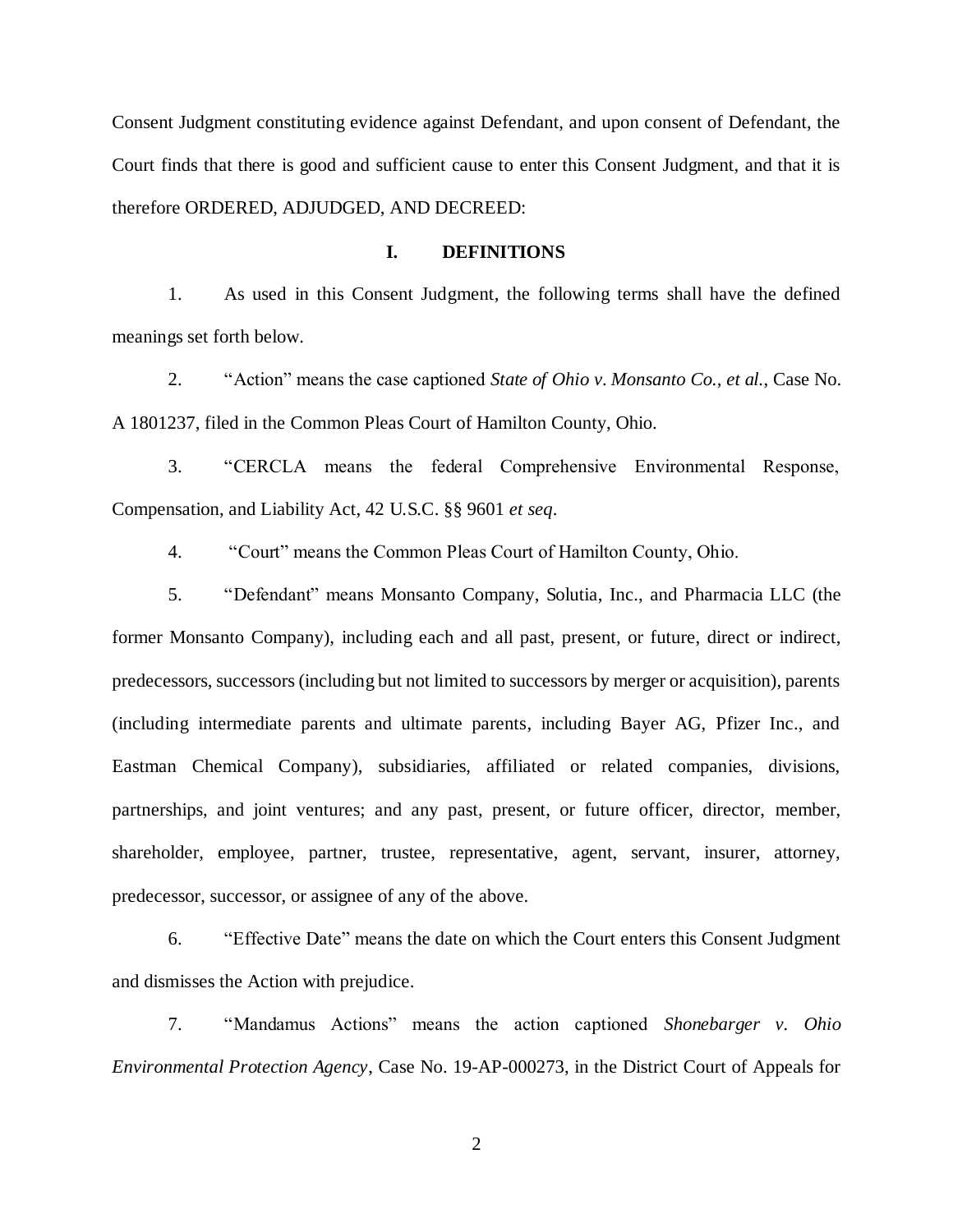Consent Judgment constituting evidence against Defendant, and upon consent of Defendant, the Court finds that there is good and sufficient cause to enter this Consent Judgment, and that it is therefore ORDERED, ADJUDGED, AND DECREED:

## I. DEFINITIONS

1. As used in this Consent Judgment, the following terms shall have the defined meanings set forth below.

2. "Action" means the case captioned *State of Ohio v. Monsanto Co., et al.*, Case No. A 1801237, filed in the Common Pleas Court of Hamilton County, Ohio.

3. "CERCLA means the federal Comprehensive Environmental Response, Compensation, and Liability Act, 42 U.S.C. §§ 9601 *et seq*.

4. "Court" means the Common Pleas Court of Hamilton County, Ohio.

5. "Defendant" means Monsanto Company, Solutia, Inc., and Pharmacia LLC (the former Monsanto Company), including each and all past, present, or future, direct or indirect, predecessors, successors (including but not limited to successors by merger or acquisition), parents (including intermediate parents and ultimate parents, including Bayer AG, Pfizer Inc., and Eastman Chemical Company), subsidiaries, affiliated or related companies, divisions, partnerships, and joint ventures; and any past, present, or future officer, director, member, shareholder, employee, partner, trustee, representative, agent, servant, insurer, attorney, predecessor, successor, or assignee of any of the above.

6. "Effective Date" means the date on which the Court enters this Consent Judgment and dismisses the Action with prejudice.

7. "Mandamus Actions" means the action captioned *Shonebarger v. Ohio Environmental Protection Agency*, Case No. 19-AP-000273, in the District Court of Appeals for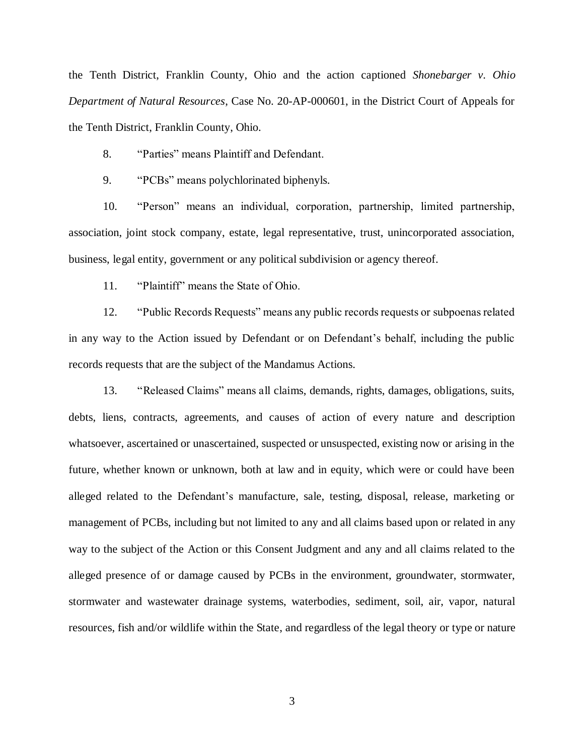the Tenth District, Franklin County, Ohio and the action captioned *Shonebarger v. Ohio Department of Natural Resources*, Case No. 20-AP-000601, in the District Court of Appeals for the Tenth District, Franklin County, Ohio.

8. "Parties" means Plaintiff and Defendant.

9. "PCBs" means polychlorinated biphenyls.

10. "Person" means an individual, corporation, partnership, limited partnership, association, joint stock company, estate, legal representative, trust, unincorporated association, business, legal entity, government or any political subdivision or agency thereof.

11. "Plaintiff" means the State of Ohio.

12. "Public Records Requests" means any public records requests or subpoenas related in any way to the Action issued by Defendant or on Defendant's behalf, including the public records requests that are the subject of the Mandamus Actions.

13. "Released Claims" means all claims, demands, rights, damages, obligations, suits, debts, liens, contracts, agreements, and causes of action of every nature and description whatsoever, ascertained or unascertained, suspected or unsuspected, existing now or arising in the future, whether known or unknown, both at law and in equity, which were or could have been alleged related to the Defendant's manufacture, sale, testing, disposal, release, marketing or management of PCBs, including but not limited to any and all claims based upon or related in any way to the subject of the Action or this Consent Judgment and any and all claims related to the alleged presence of or damage caused by PCBs in the environment, groundwater, stormwater, stormwater and wastewater drainage systems, waterbodies, sediment, soil, air, vapor, natural resources, fish and/or wildlife within the State, and regardless of the legal theory or type or nature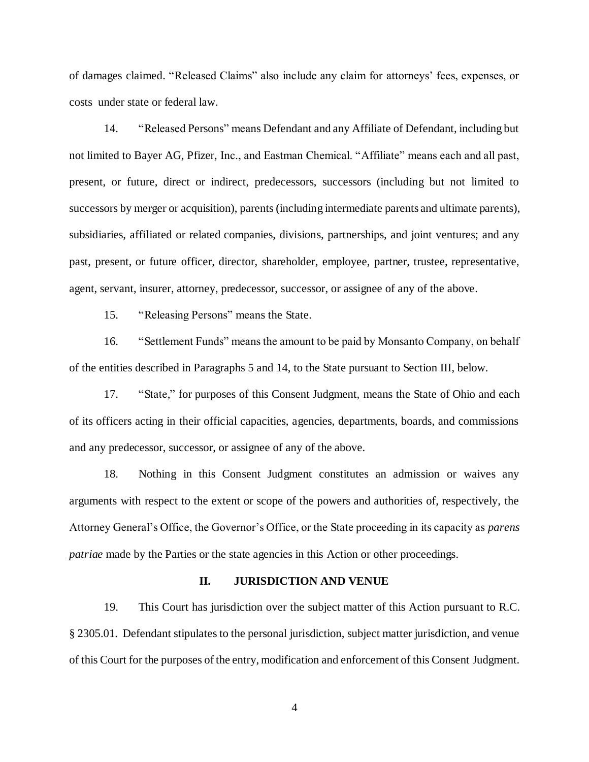of damages claimed. "Released Claims" also include any claim for attorneys' fees, expenses, or costs under state or federal law.

14. "Released Persons" means Defendant and any Affiliate of Defendant, including but not limited to Bayer AG, Pfizer, Inc., and Eastman Chemical. "Affiliate" means each and all past, present, or future, direct or indirect, predecessors, successors (including but not limited to successors by merger or acquisition), parents (including intermediate parents and ultimate parents), subsidiaries, affiliated or related companies, divisions, partnerships, and joint ventures; and any past, present, or future officer, director, shareholder, employee, partner, trustee, representative, agent, servant, insurer, attorney, predecessor, successor, or assignee of any of the above.

15. "Releasing Persons" means the State.

16. "Settlement Funds" means the amount to be paid by Monsanto Company, on behalf of the entities described in Paragraphs 5 and 14, to the State pursuant to Section III, below.

17. "State," for purposes of this Consent Judgment, means the State of Ohio and each of its officers acting in their official capacities, agencies, departments, boards, and commissions and any predecessor, successor, or assignee of any of the above.

18. Nothing in this Consent Judgment constitutes an admission or waives any arguments with respect to the extent or scope of the powers and authorities of, respectively, the Attorney General's Office, the Governor's Office, or the State proceeding in its capacity as *parens patriae* made by the Parties or the state agencies in this Action or other proceedings.

## II. JURISDICTION AND VENUE

19. This Court has jurisdiction over the subject matter of this Action pursuant to R.C. § 2305.01. Defendant stipulates to the personal jurisdiction, subject matter jurisdiction, and venue of this Court for the purposes of the entry, modification and enforcement of this Consent Judgment.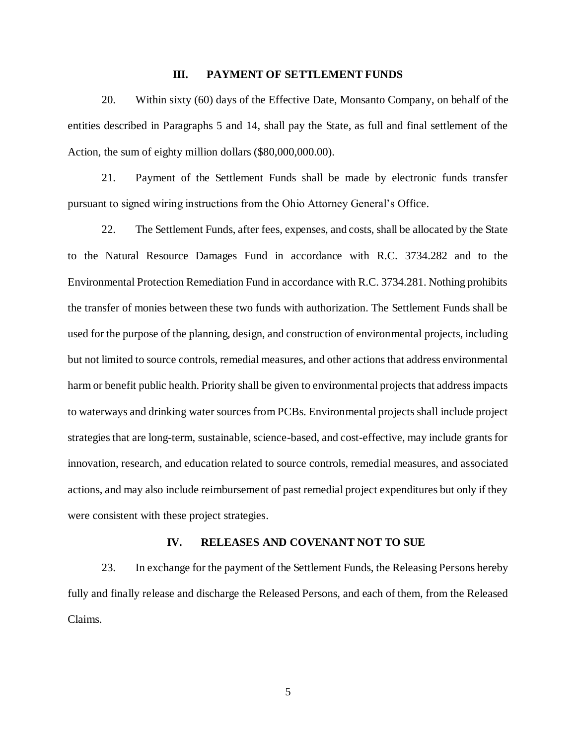## III. PAYMENT OF SETTLEMENT FUNDS

20. Within sixty (60) days of the Effective Date, Monsanto Company, on behalf of the entities described in Paragraphs 5 and 14, shall pay the State, as full and final settlement of the Action, the sum of eighty million dollars ($80,000,000.00).

21. Payment of the Settlement Funds shall be made by electronic funds transfer pursuant to signed wiring instructions from the Ohio Attorney General's Office.

22. The Settlement Funds, after fees, expenses, and costs, shall be allocated by the State to the Natural Resource Damages Fund in accordance with R.C. 3734.282 and to the Environmental Protection Remediation Fund in accordance with R.C. 3734.281. Nothing prohibits the transfer of monies between these two funds with authorization. The Settlement Funds shall be used for the purpose of the planning, design, and construction of environmental projects, including but not limited to source controls, remedial measures, and other actions that address environmental harm or benefit public health. Priority shall be given to environmental projects that address impacts to waterways and drinking water sources from PCBs. Environmental projects shall include project strategies that are long-term, sustainable, science-based, and cost-effective, may include grants for innovation, research, and education related to source controls, remedial measures, and associated actions, and may also include reimbursement of past remedial project expenditures but only if they were consistent with these project strategies.

## IV. RELEASES AND COVENANT NOT TO SUE

23. In exchange for the payment of the Settlement Funds, the Releasing Persons hereby fully and finally release and discharge the Released Persons, and each of them, from the Released Claims.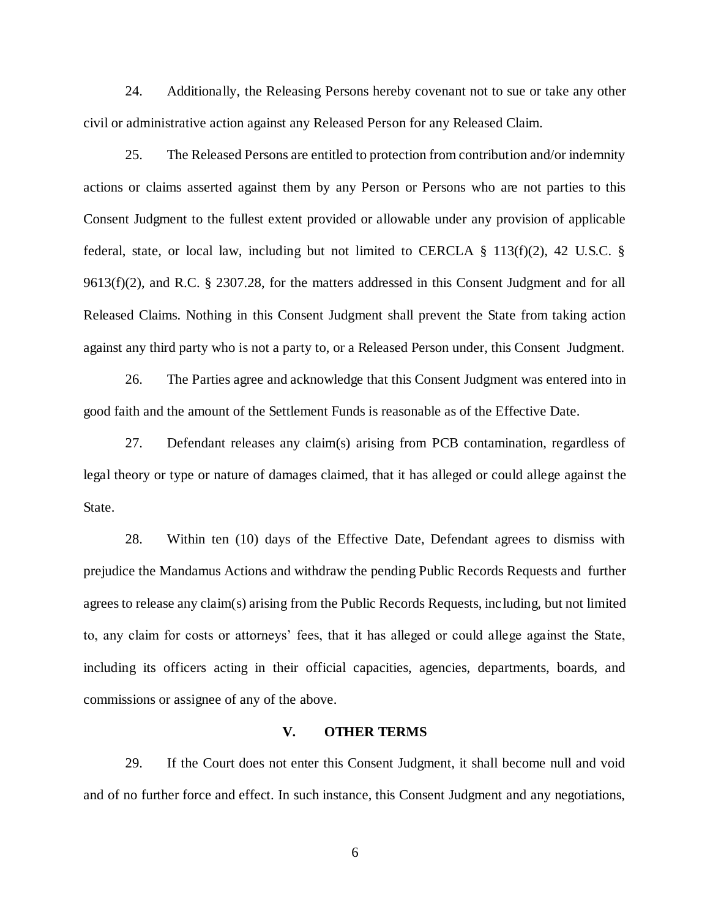24. Additionally, the Releasing Persons hereby covenant not to sue or take any other civil or administrative action against any Released Person for any Released Claim.

25. The Released Persons are entitled to protection from contribution and/or indemnity actions or claims asserted against them by any Person or Persons who are not parties to this Consent Judgment to the fullest extent provided or allowable under any provision of applicable federal, state, or local law, including but not limited to CERCLA § 113(f)(2), 42 U.S.C. § 9613(f)(2), and R.C. § 2307.28, for the matters addressed in this Consent Judgment and for all Released Claims. Nothing in this Consent Judgment shall prevent the State from taking action against any third party who is not a party to, or a Released Person under, this Consent Judgment.

26. The Parties agree and acknowledge that this Consent Judgment was entered into in good faith and the amount of the Settlement Funds is reasonable as of the Effective Date.

27. Defendant releases any claim(s) arising from PCB contamination, regardless of legal theory or type or nature of damages claimed, that it has alleged or could allege against the State.

28. Within ten (10) days of the Effective Date, Defendant agrees to dismiss with prejudice the Mandamus Actions and withdraw the pending Public Records Requests and further agrees to release any claim(s) arising from the Public Records Requests, including, but not limited to, any claim for costs or attorneys' fees, that it has alleged or could allege against the State, including its officers acting in their official capacities, agencies, departments, boards, and commissions or assignee of any of the above.

## V. OTHER TERMS

29. If the Court does not enter this Consent Judgment, it shall become null and void and of no further force and effect. In such instance, this Consent Judgment and any negotiations,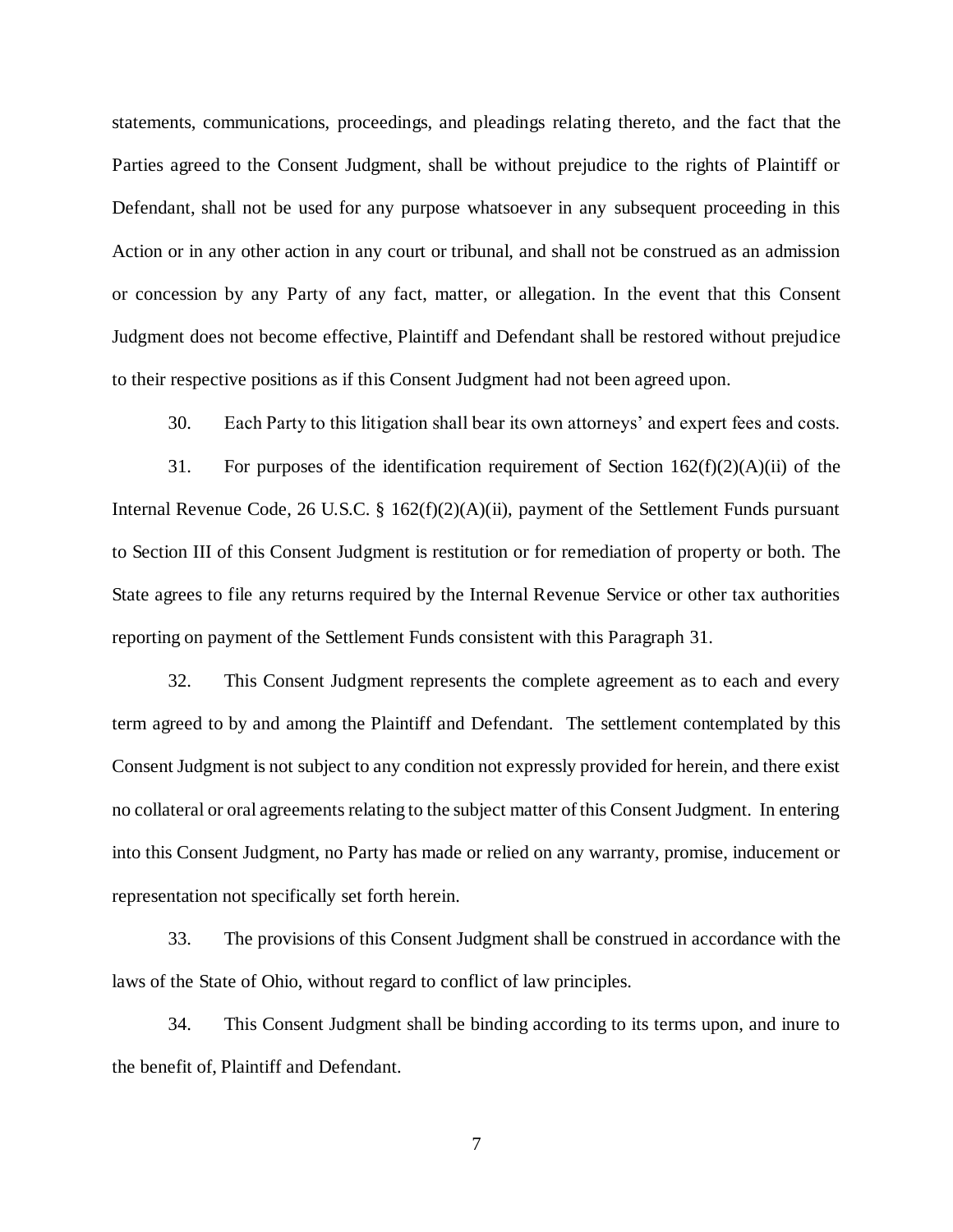statements, communications, proceedings, and pleadings relating thereto, and the fact that the Parties agreed to the Consent Judgment, shall be without prejudice to the rights of Plaintiff or Defendant, shall not be used for any purpose whatsoever in any subsequent proceeding in this Action or in any other action in any court or tribunal, and shall not be construed as an admission or concession by any Party of any fact, matter, or allegation. In the event that this Consent Judgment does not become effective, Plaintiff and Defendant shall be restored without prejudice to their respective positions as if this Consent Judgment had not been agreed upon.

30. Each Party to this litigation shall bear its own attorneys' and expert fees and costs.

31. For purposes of the identification requirement of Section 162(f)(2)(A)(ii) of the Internal Revenue Code, 26 U.S.C. § 162(f)(2)(A)(ii), payment of the Settlement Funds pursuant to Section III of this Consent Judgment is restitution or for remediation of property or both. The State agrees to file any returns required by the Internal Revenue Service or other tax authorities reporting on payment of the Settlement Funds consistent with this Paragraph 31.

32. This Consent Judgment represents the complete agreement as to each and every term agreed to by and among the Plaintiff and Defendant. The settlement contemplated by this Consent Judgment is not subject to any condition not expressly provided for herein, and there exist no collateral or oral agreements relating to the subject matter of this Consent Judgment. In entering into this Consent Judgment, no Party has made or relied on any warranty, promise, inducement or representation not specifically set forth herein.

33. The provisions of this Consent Judgment shall be construed in accordance with the laws of the State of Ohio, without regard to conflict of law principles.

34. This Consent Judgment shall be binding according to its terms upon, and inure to the benefit of, Plaintiff and Defendant.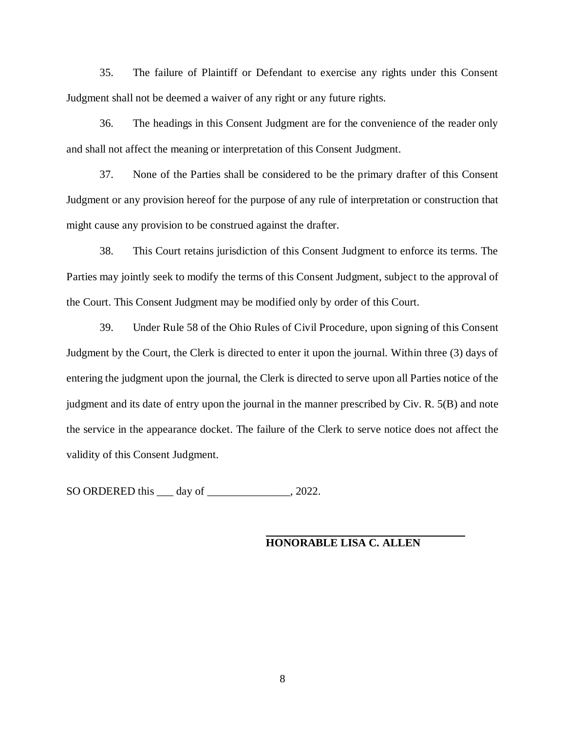35. The failure of Plaintiff or Defendant to exercise any rights under this Consent Judgment shall not be deemed a waiver of any right or any future rights.

36. The headings in this Consent Judgment are for the convenience of the reader only and shall not affect the meaning or interpretation of this Consent Judgment.

37. None of the Parties shall be considered to be the primary drafter of this Consent Judgment or any provision hereof for the purpose of any rule of interpretation or construction that might cause any provision to be construed against the drafter.

38. This Court retains jurisdiction of this Consent Judgment to enforce its terms. The Parties may jointly seek to modify the terms of this Consent Judgment, subject to the approval of the Court. This Consent Judgment may be modified only by order of this Court.

39. Under Rule 58 of the Ohio Rules of Civil Procedure, upon signing of this Consent Judgment by the Court, the Clerk is directed to enter it upon the journal. Within three (3) days of entering the judgment upon the journal, the Clerk is directed to serve upon all Parties notice of the judgment and its date of entry upon the journal in the manner prescribed by Civ. R. 5(B) and note the service in the appearance docket. The failure of the Clerk to serve notice does not affect the validity of this Consent Judgment.

SO ORDERED this ___ day of _______________, 2022.

\_\_\_\_\_\_\_\_\_\_\_\_\_\_\_\_\_\_\_\_\_\_\_\_\_\_\_\_\_\_\_\_\_\_\_\_

**HONORABLE LISA C. ALLEN**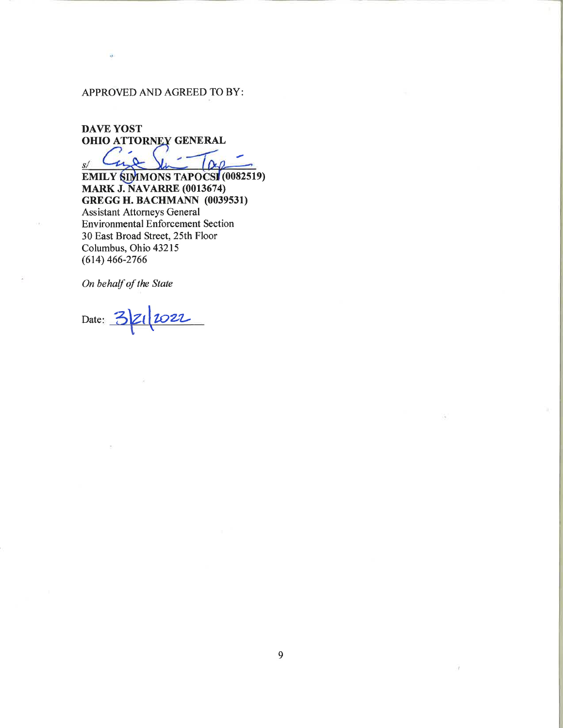APPROVED AND AGREED TO BY:

**DAVE YOST**
**OHIO ATTORNEY GENERAL**

s/ ______________________________
**EMILY SIMMONS TAPOCSI (0082519)**
**MARK J. NAVARRE (0013674)**
**GREGG H. BACHMANN (0039531)**
Assistant Attorneys General
Environmental Enforcement Section
30 East Broad Street, 25th Floor
Columbus, Ohio 43215
(614) 466-2766

*On behalf of the State*

Date: 3/21/2022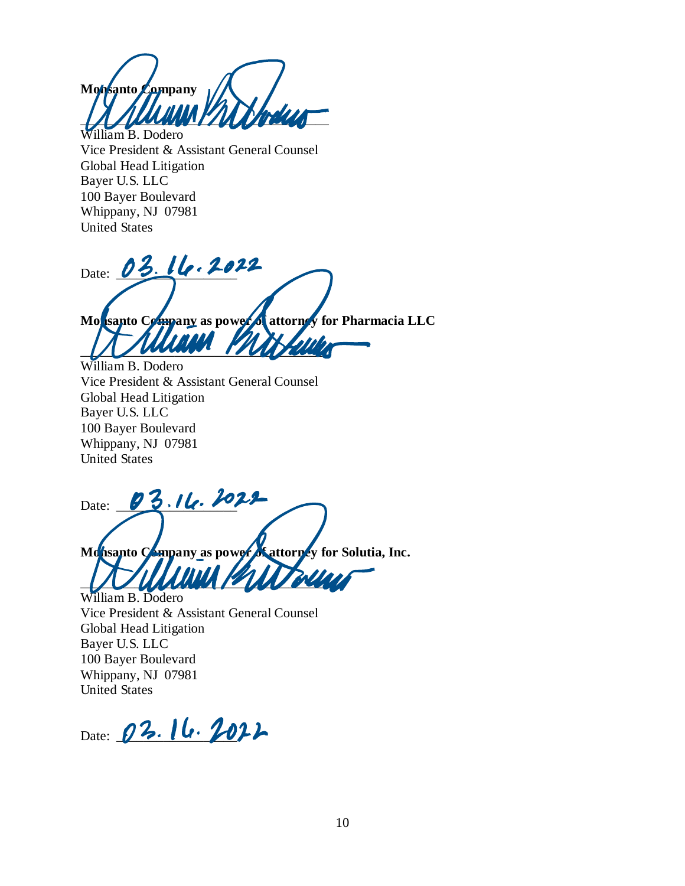**Monsanto Company**

_______________________________

William B. Dodero
Vice President & Assistant General Counsel
Global Head Litigation
Bayer U.S. LLC
100 Bayer Boulevard
Whippany, NJ 07981
United States

Date: 03.16.2022

**Monsanto Company as power of attorney for Pharmacia LLC**

_______________________________

William B. Dodero
Vice President & Assistant General Counsel
Global Head Litigation
Bayer U.S. LLC
100 Bayer Boulevard
Whippany, NJ 07981
United States

Date: 03.16.2022

**Monsanto Company as power of attorney for Solutia, Inc.**

_______________________________

William B. Dodero
Vice President & Assistant General Counsel
Global Head Litigation
Bayer U.S. LLC
100 Bayer Boulevard
Whippany, NJ 07981
United States

Date: 03.16.2022